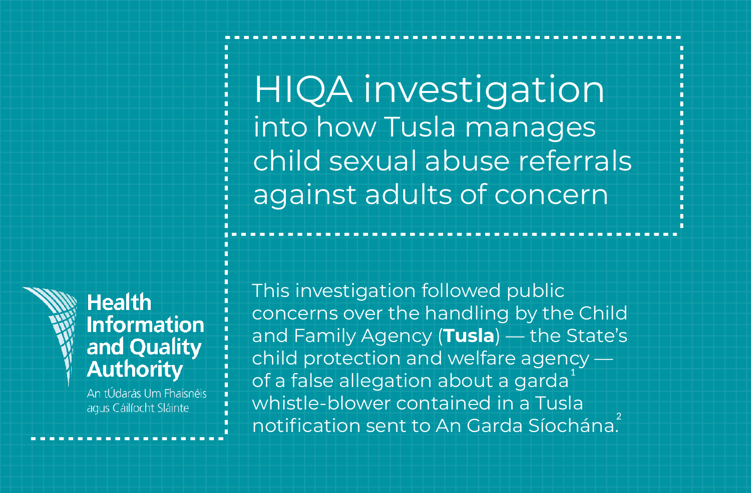# HIQA investigation
## into how Tusla manages child sexual abuse referrals against adults of concern

Health Information and Quality Authority

An tÚdarás Um Fhaisnéis agus Cáilíocht Sláinte

This investigation followed public concerns over the handling by the Child and Family Agency (**Tusla**) — the State's child protection and welfare agency — of a false allegation about a garda[1] whistle-blower contained in a Tusla notification sent to An Garda Síochána.[2]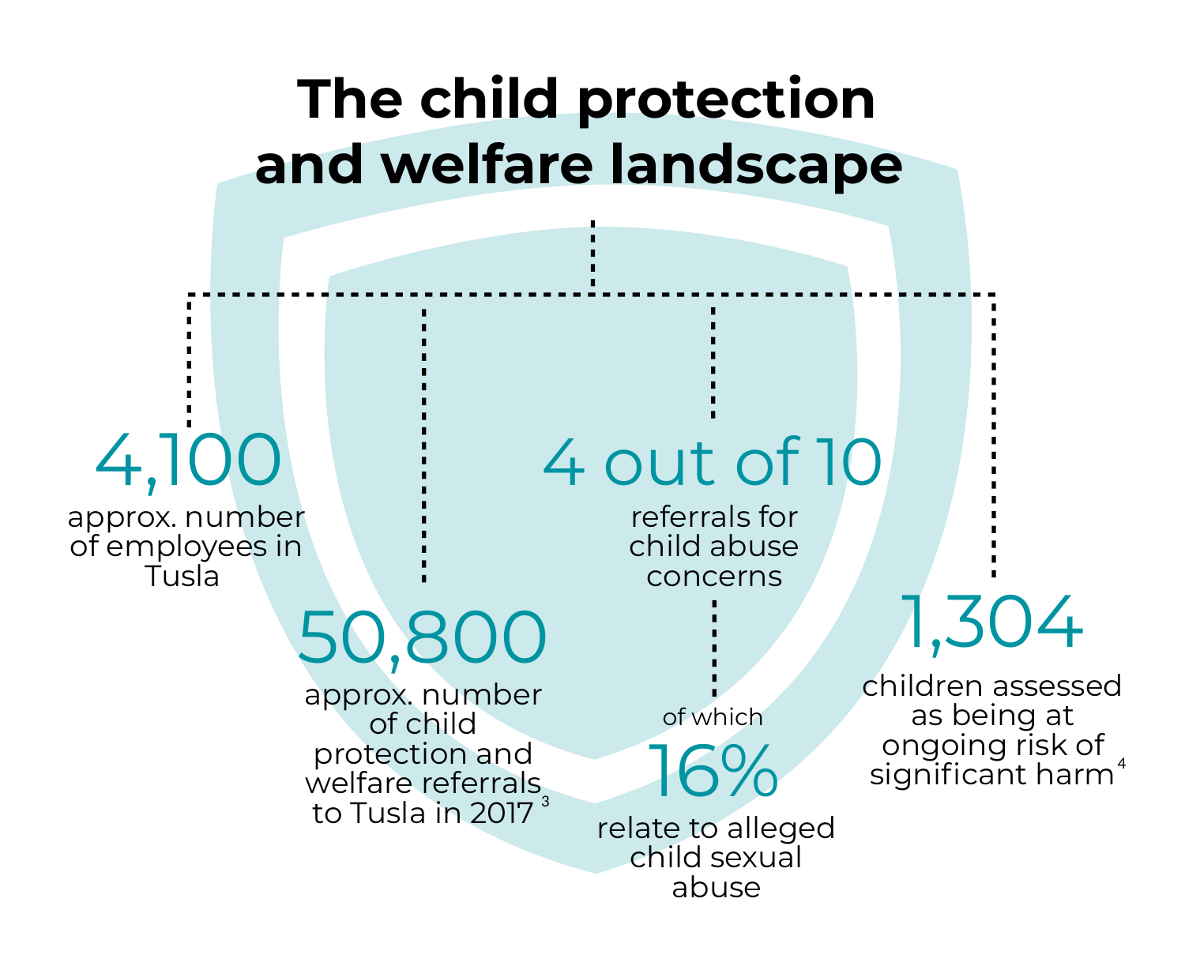# The child protection and welfare landscape

**4,100**
approx. number of employees in Tusla

**50,800**
approx. number of child protection and welfare referrals to Tusla in 2017 [3]

**4 out of 10**
referrals for child abuse concerns

of which

**16%**
relate to alleged child sexual abuse

**1,304**
children assessed as being at ongoing risk of significant harm [4]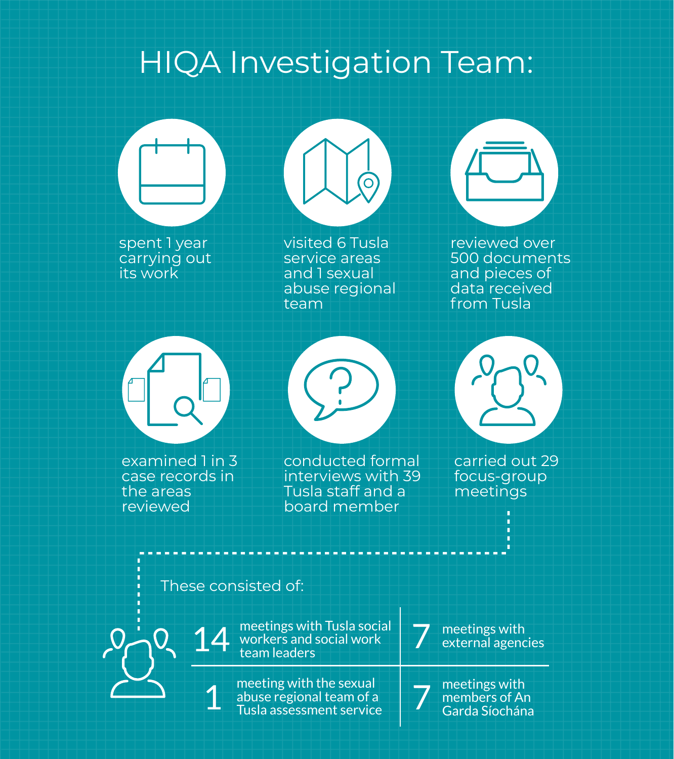# HIQA Investigation Team:

- spent 1 year carrying out its work
- visited 6 Tusla service areas and 1 sexual abuse regional team
- reviewed over 500 documents and pieces of data received from Tusla
- examined 1 in 3 case records in the areas reviewed
- conducted formal interviews with 39 Tusla staff and a board member
- carried out 29 focus-group meetings

These consisted of:

| | |
|---|---|
| **14** meetings with Tusla social workers and social work team leaders | **7** meetings with external agencies |
| **1** meeting with the sexual abuse regional team of a Tusla assessment service | **7** meetings with members of An Garda Síochána |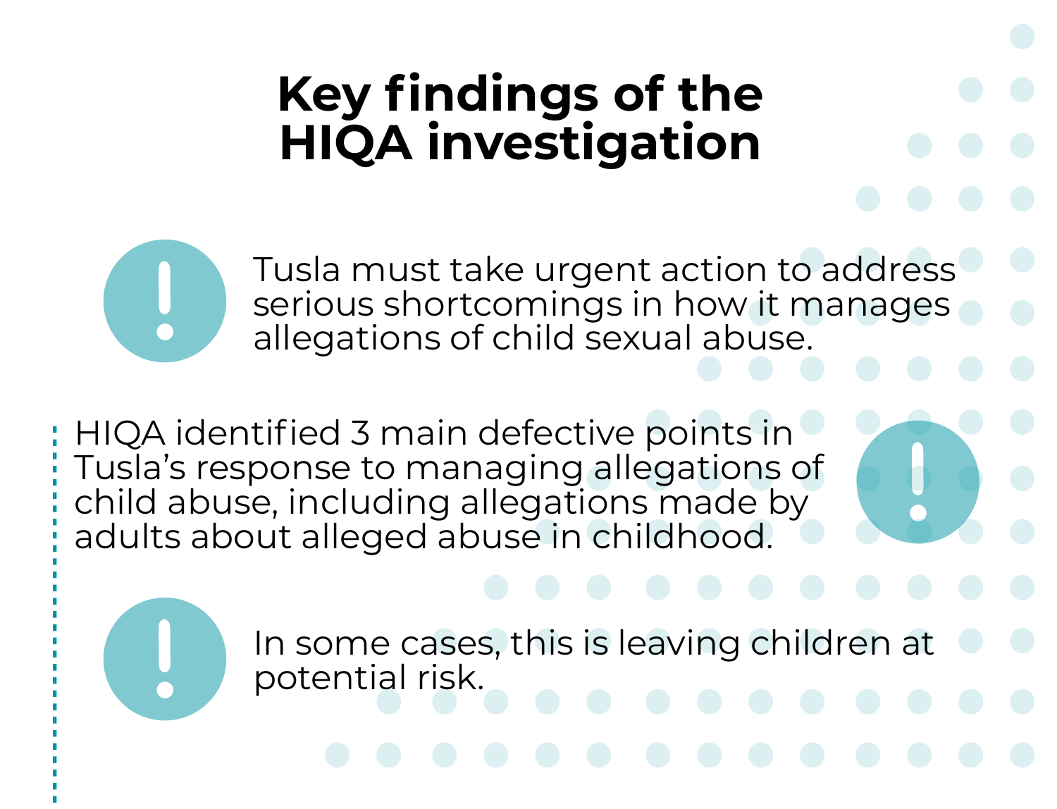# Key findings of the HIQA investigation

Tusla must take urgent action to address serious shortcomings in how it manages allegations of child sexual abuse.

HIQA identified 3 main defective points in Tusla's response to managing allegations of child abuse, including allegations made by adults about alleged abuse in childhood.

In some cases, this is leaving children at potential risk.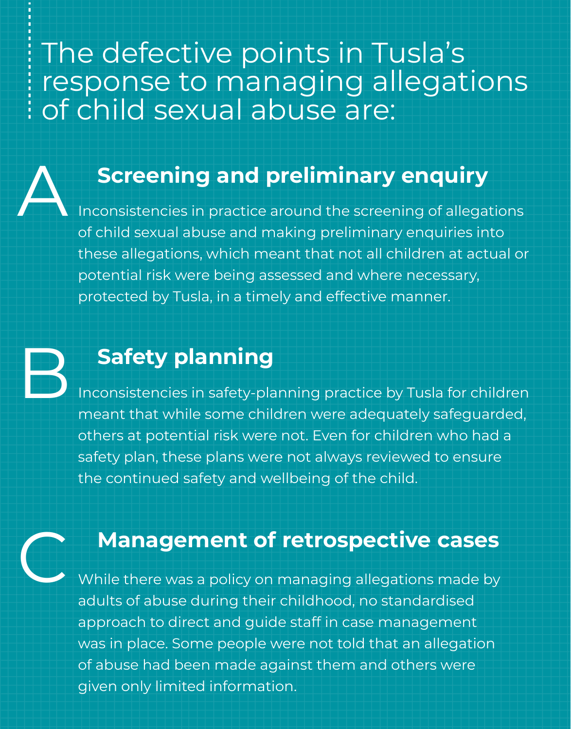# The defective points in Tusla's response to managing allegations of child sexual abuse are:

## A Screening and preliminary enquiry

Inconsistencies in practice around the screening of allegations of child sexual abuse and making preliminary enquiries into these allegations, which meant that not all children at actual or potential risk were being assessed and where necessary, protected by Tusla, in a timely and effective manner.

## B Safety planning

Inconsistencies in safety-planning practice by Tusla for children meant that while some children were adequately safeguarded, others at potential risk were not. Even for children who had a safety plan, these plans were not always reviewed to ensure the continued safety and wellbeing of the child.

## C Management of retrospective cases

While there was a policy on managing allegations made by adults of abuse during their childhood, no standardised approach to direct and guide staff in case management was in place. Some people were not told that an allegation of abuse had been made against them and others were given only limited information.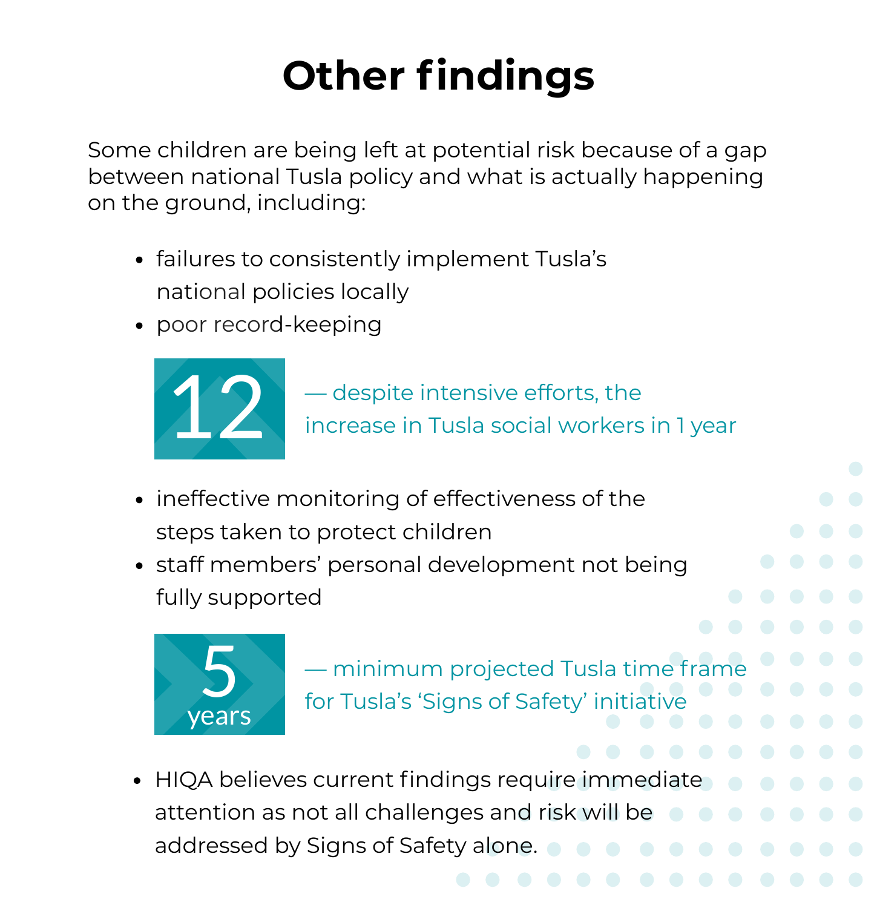# Other findings

Some children are being left at potential risk because of a gap between national Tusla policy and what is actually happening on the ground, including:

- failures to consistently implement Tusla's national policies locally
- poor record-keeping

**12** — despite intensive efforts, the increase in Tusla social workers in 1 year

- ineffective monitoring of effectiveness of the steps taken to protect children
- staff members' personal development not being fully supported

**5 years** — minimum projected Tusla time frame for Tusla's 'Signs of Safety' initiative

- HIQA believes current findings require immediate attention as not all challenges and risk will be addressed by Signs of Safety alone.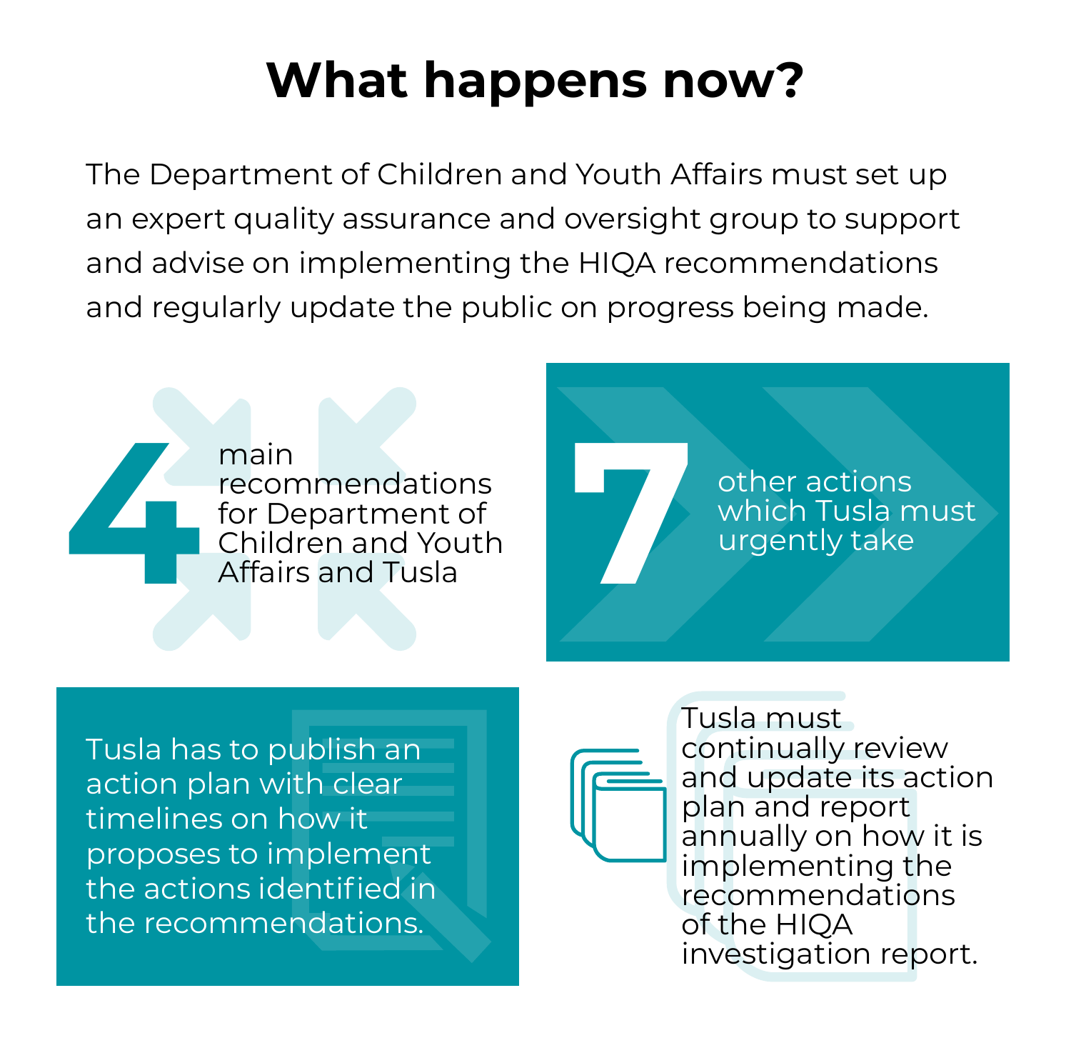# What happens now?

The Department of Children and Youth Affairs must set up an expert quality assurance and oversight group to support and advise on implementing the HIQA recommendations and regularly update the public on progress being made.

**4** main recommendations for Department of Children and Youth Affairs and Tusla

**7** other actions which Tusla must urgently take

Tusla has to publish an action plan with clear timelines on how it proposes to implement the actions identified in the recommendations.

Tusla must continually review and update its action plan and report annually on how it is implementing the recommendations of the HIQA investigation report.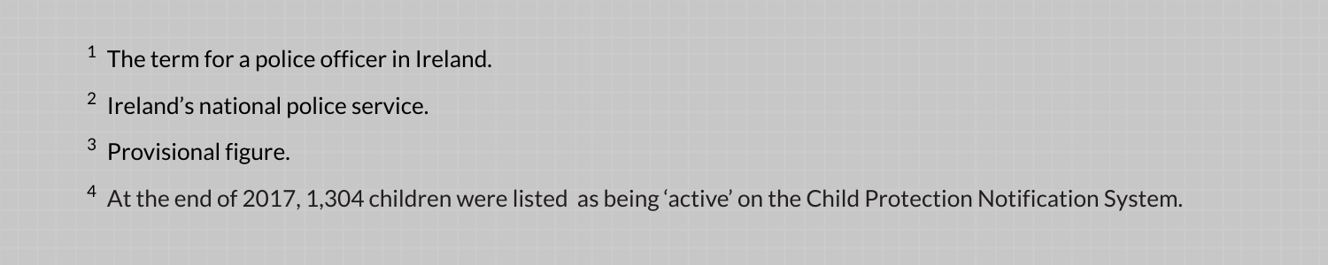[1] The term for a police officer in Ireland.

[2] Ireland's national police service.

[3] Provisional figure.

[4] At the end of 2017, 1,304 children were listed as being 'active' on the Child Protection Notification System.